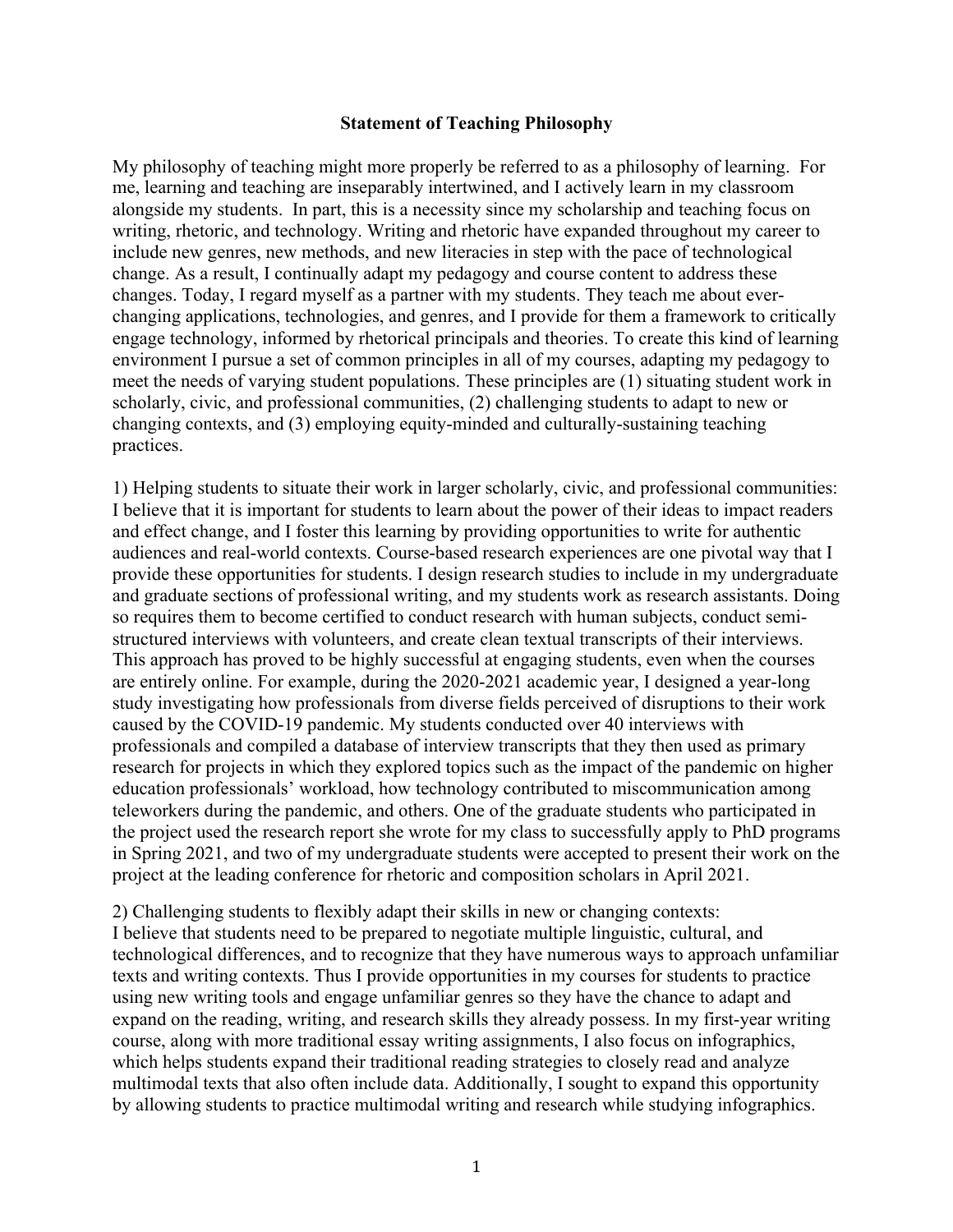## Statement of Teaching Philosophy

My philosophy of teaching might more properly be referred to as a philosophy of learning. For me, learning and teaching are inseparably intertwined, and I actively learn in my classroom alongside my students. In part, this is a necessity since my scholarship and teaching focus on writing, rhetoric, and technology. Writing and rhetoric have expanded throughout my career to include new genres, new methods, and new literacies in step with the pace of technological change. As a result, I continually adapt my pedagogy and course content to address these changes. Today, I regard myself as a partner with my students. They teach me about ever-changing applications, technologies, and genres, and I provide for them a framework to critically engage technology, informed by rhetorical principals and theories. To create this kind of learning environment I pursue a set of common principles in all of my courses, adapting my pedagogy to meet the needs of varying student populations. These principles are (1) situating student work in scholarly, civic, and professional communities, (2) challenging students to adapt to new or changing contexts, and (3) employing equity-minded and culturally-sustaining teaching practices.

1) Helping students to situate their work in larger scholarly, civic, and professional communities: I believe that it is important for students to learn about the power of their ideas to impact readers and effect change, and I foster this learning by providing opportunities to write for authentic audiences and real-world contexts. Course-based research experiences are one pivotal way that I provide these opportunities for students. I design research studies to include in my undergraduate and graduate sections of professional writing, and my students work as research assistants. Doing so requires them to become certified to conduct research with human subjects, conduct semi-structured interviews with volunteers, and create clean textual transcripts of their interviews. This approach has proved to be highly successful at engaging students, even when the courses are entirely online. For example, during the 2020-2021 academic year, I designed a year-long study investigating how professionals from diverse fields perceived of disruptions to their work caused by the COVID-19 pandemic. My students conducted over 40 interviews with professionals and compiled a database of interview transcripts that they then used as primary research for projects in which they explored topics such as the impact of the pandemic on higher education professionals' workload, how technology contributed to miscommunication among teleworkers during the pandemic, and others. One of the graduate students who participated in the project used the research report she wrote for my class to successfully apply to PhD programs in Spring 2021, and two of my undergraduate students were accepted to present their work on the project at the leading conference for rhetoric and composition scholars in April 2021.

2) Challenging students to flexibly adapt their skills in new or changing contexts:
I believe that students need to be prepared to negotiate multiple linguistic, cultural, and technological differences, and to recognize that they have numerous ways to approach unfamiliar texts and writing contexts. Thus I provide opportunities in my courses for students to practice using new writing tools and engage unfamiliar genres so they have the chance to adapt and expand on the reading, writing, and research skills they already possess. In my first-year writing course, along with more traditional essay writing assignments, I also focus on infographics, which helps students expand their traditional reading strategies to closely read and analyze multimodal texts that also often include data. Additionally, I sought to expand this opportunity by allowing students to practice multimodal writing and research while studying infographics.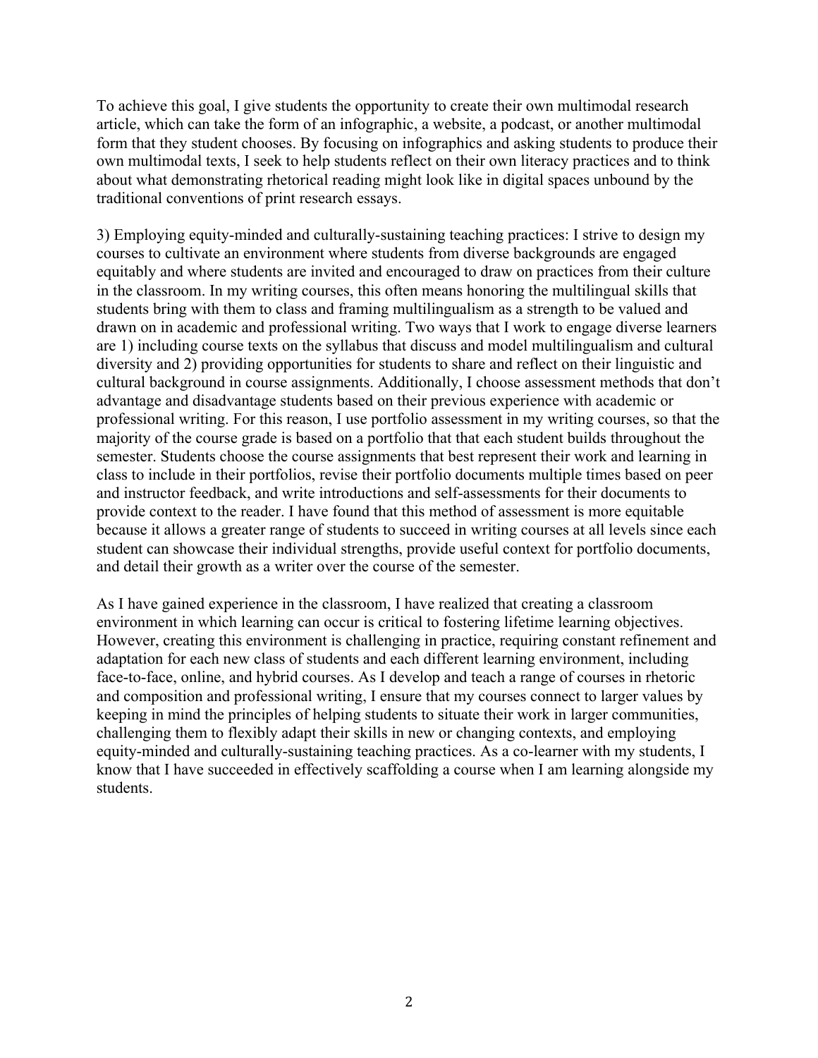To achieve this goal, I give students the opportunity to create their own multimodal research article, which can take the form of an infographic, a website, a podcast, or another multimodal form that they student chooses. By focusing on infographics and asking students to produce their own multimodal texts, I seek to help students reflect on their own literacy practices and to think about what demonstrating rhetorical reading might look like in digital spaces unbound by the traditional conventions of print research essays.

3) Employing equity-minded and culturally-sustaining teaching practices: I strive to design my courses to cultivate an environment where students from diverse backgrounds are engaged equitably and where students are invited and encouraged to draw on practices from their culture in the classroom. In my writing courses, this often means honoring the multilingual skills that students bring with them to class and framing multilingualism as a strength to be valued and drawn on in academic and professional writing. Two ways that I work to engage diverse learners are 1) including course texts on the syllabus that discuss and model multilingualism and cultural diversity and 2) providing opportunities for students to share and reflect on their linguistic and cultural background in course assignments. Additionally, I choose assessment methods that don't advantage and disadvantage students based on their previous experience with academic or professional writing. For this reason, I use portfolio assessment in my writing courses, so that the majority of the course grade is based on a portfolio that that each student builds throughout the semester. Students choose the course assignments that best represent their work and learning in class to include in their portfolios, revise their portfolio documents multiple times based on peer and instructor feedback, and write introductions and self-assessments for their documents to provide context to the reader. I have found that this method of assessment is more equitable because it allows a greater range of students to succeed in writing courses at all levels since each student can showcase their individual strengths, provide useful context for portfolio documents, and detail their growth as a writer over the course of the semester.

As I have gained experience in the classroom, I have realized that creating a classroom environment in which learning can occur is critical to fostering lifetime learning objectives. However, creating this environment is challenging in practice, requiring constant refinement and adaptation for each new class of students and each different learning environment, including face-to-face, online, and hybrid courses. As I develop and teach a range of courses in rhetoric and composition and professional writing, I ensure that my courses connect to larger values by keeping in mind the principles of helping students to situate their work in larger communities, challenging them to flexibly adapt their skills in new or changing contexts, and employing equity-minded and culturally-sustaining teaching practices. As a co-learner with my students, I know that I have succeeded in effectively scaffolding a course when I am learning alongside my students.